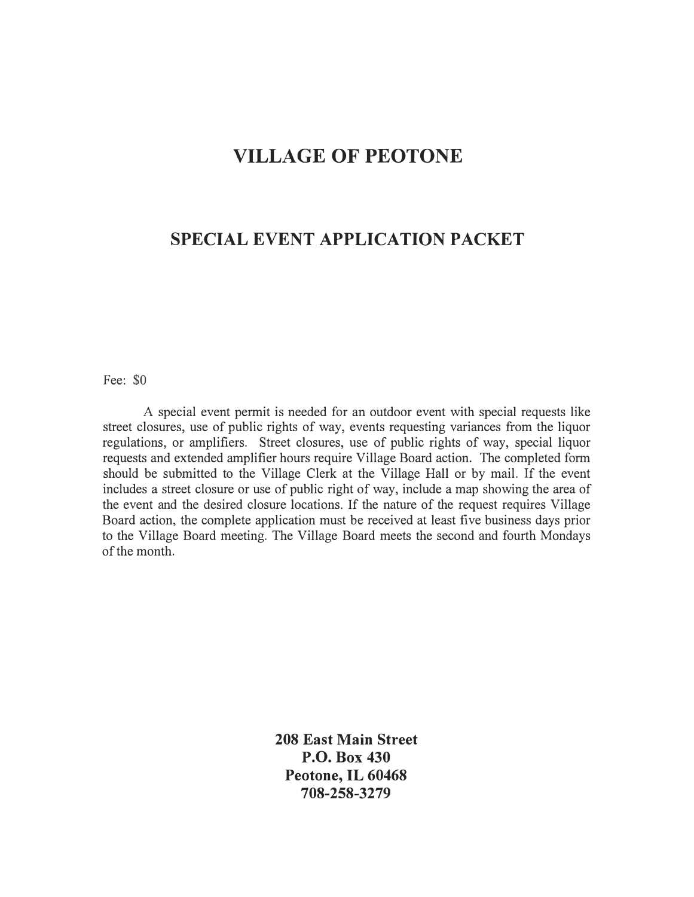# VILLAGE OF PEOTONE

## SPECIAL EVENT APPLICATION PACKET

Fee: $0

A special event permit is needed for an outdoor event with special requests like street closures, use of public rights of way, events requesting variances from the liquor regulations, or amplifiers. Street closures, use of public rights of way, special liquor requests and extended amplifier hours require Village Board action. The completed form should be submitted to the Village Clerk at the Village Hall or by mail. If the event includes a street closure or use of public right of way, include a map showing the area of the event and the desired closure locations. If the nature of the request requires Village Board action, the complete application must be received at least five business days prior to the Village Board meeting. The Village Board meets the second and fourth Mondays of the month.

**208 East Main Street**
**P.O. Box 430**
**Peotone, IL 60468**
**708-258-3279**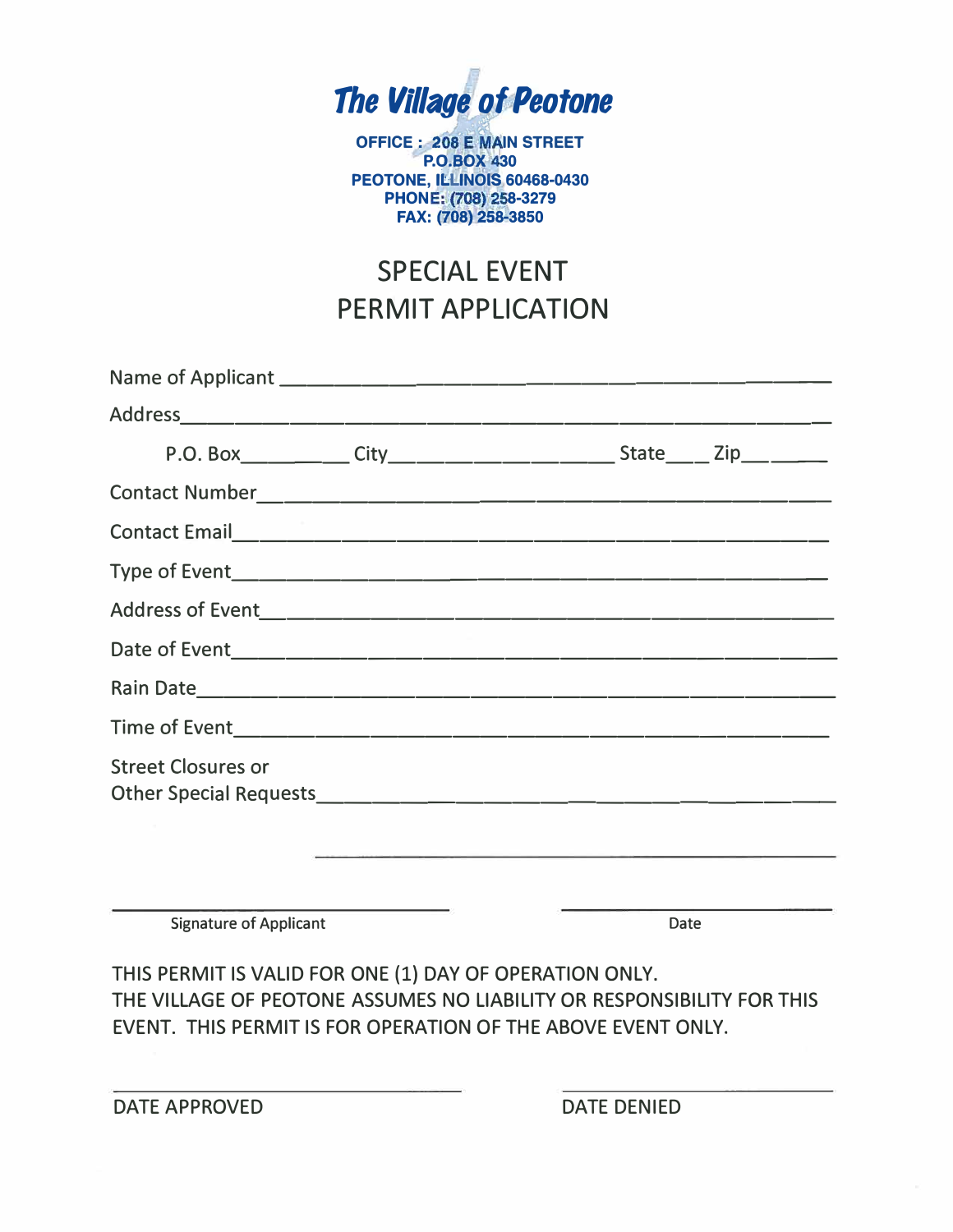**The Village of Peotone**

**OFFICE : 208 E MAIN STREET**
**P.O.BOX 430**
**PEOTONE, ILLINOIS 60468-0430**
**PHONE: (708) 258-3279**
**FAX: (708) 258-3850**

# SPECIAL EVENT PERMIT APPLICATION

Name of Applicant ________________________________________________

Address________________________________________________________

P.O. Box__________ City____________________ State____ Zip________

Contact Number__________________________________________________

Contact Email___________________________________________________

Type of Event____________________________________________________

Address of Event_________________________________________________

Date of Event____________________________________________________

Rain Date_______________________________________________________

Time of Event____________________________________________________

Street Closures or
Other Special Requests_____________________________________________

________________________________________________

______________________________ ______________________
Signature of Applicant Date

THIS PERMIT IS VALID FOR ONE (1) DAY OF OPERATION ONLY.
THE VILLAGE OF PEOTONE ASSUMES NO LIABILITY OR RESPONSIBILITY FOR THIS EVENT. THIS PERMIT IS FOR OPERATION OF THE ABOVE EVENT ONLY.

______________________________ ______________________
DATE APPROVED DATE DENIED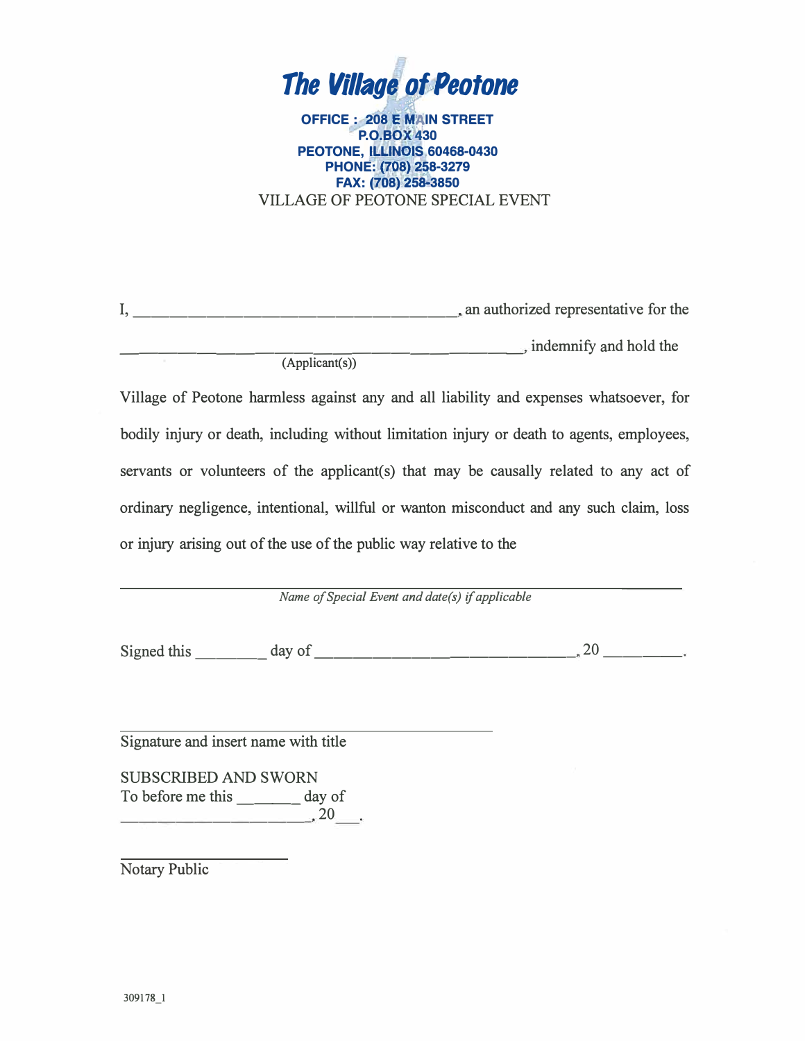# The Village of Peotone

**OFFICE : 208 E MAIN STREET**
**P.O.BOX 430**
**PEOTONE, ILLINOIS 60468-0430**
**PHONE: (708) 258-3279**
**FAX: (708) 258-3850**

VILLAGE OF PEOTONE SPECIAL EVENT

I, ________________________________________, an authorized representative for the

________________________________________________, indemnify and hold the
(Applicant(s))

Village of Peotone harmless against any and all liability and expenses whatsoever, for bodily injury or death, including without limitation injury or death to agents, employees, servants or volunteers of the applicant(s) that may be causally related to any act of ordinary negligence, intentional, willful or wanton misconduct and any such claim, loss or injury arising out of the use of the public way relative to the

______________________________________________________________________
*Name of Special Event and date(s) if applicable*

Signed this ________ day of ________________________________, 20 _________.

________________________________________________
Signature and insert name with title

SUBSCRIBED AND SWORN
To before me this _______ day of
______________________, 20___.

______________________
Notary Public

309178_1